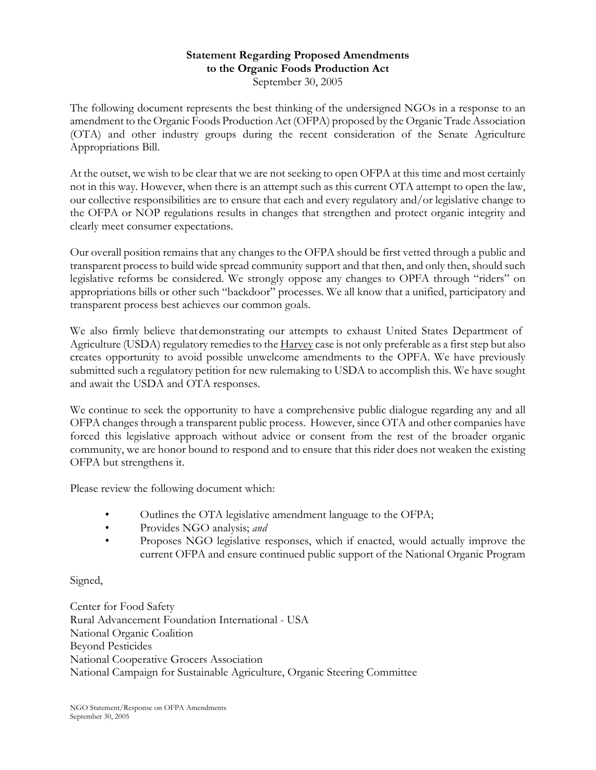# Statement Regarding Proposed Amendments to the Organic Foods Production Act

September 30, 2005

The following document represents the best thinking of the undersigned NGOs in a response to an amendment to the Organic Foods Production Act (OFPA) proposed by the Organic Trade Association (OTA) and other industry groups during the recent consideration of the Senate Agriculture Appropriations Bill.

At the outset, we wish to be clear that we are not seeking to open OFPA at this time and most certainly not in this way. However, when there is an attempt such as this current OTA attempt to open the law, our collective responsibilities are to ensure that each and every regulatory and/or legislative change to the OFPA or NOP regulations results in changes that strengthen and protect organic integrity and clearly meet consumer expectations.

Our overall position remains that any changes to the OFPA should be first vetted through a public and transparent process to build wide spread community support and that then, and only then, should such legislative reforms be considered. We strongly oppose any changes to OPFA through "riders" on appropriations bills or other such "backdoor" processes. We all know that a unified, participatory and transparent process best achieves our common goals.

We also firmly believe that demonstrating our attempts to exhaust United States Department of Agriculture (USDA) regulatory remedies to the Harvey case is not only preferable as a first step but also creates opportunity to avoid possible unwelcome amendments to the OPFA. We have previously submitted such a regulatory petition for new rulemaking to USDA to accomplish this. We have sought and await the USDA and OTA responses.

We continue to seek the opportunity to have a comprehensive public dialogue regarding any and all OFPA changes through a transparent public process. However, since OTA and other companies have forced this legislative approach without advice or consent from the rest of the broader organic community, we are honor bound to respond and to ensure that this rider does not weaken the existing OFPA but strengthens it.

Please review the following document which:

- Outlines the OTA legislative amendment language to the OFPA;
- Provides NGO analysis; *and*
- Proposes NGO legislative responses, which if enacted, would actually improve the current OFPA and ensure continued public support of the National Organic Program

Signed,

Center for Food Safety
Rural Advancement Foundation International - USA
National Organic Coalition
Beyond Pesticides
National Cooperative Grocers Association
National Campaign for Sustainable Agriculture, Organic Steering Committee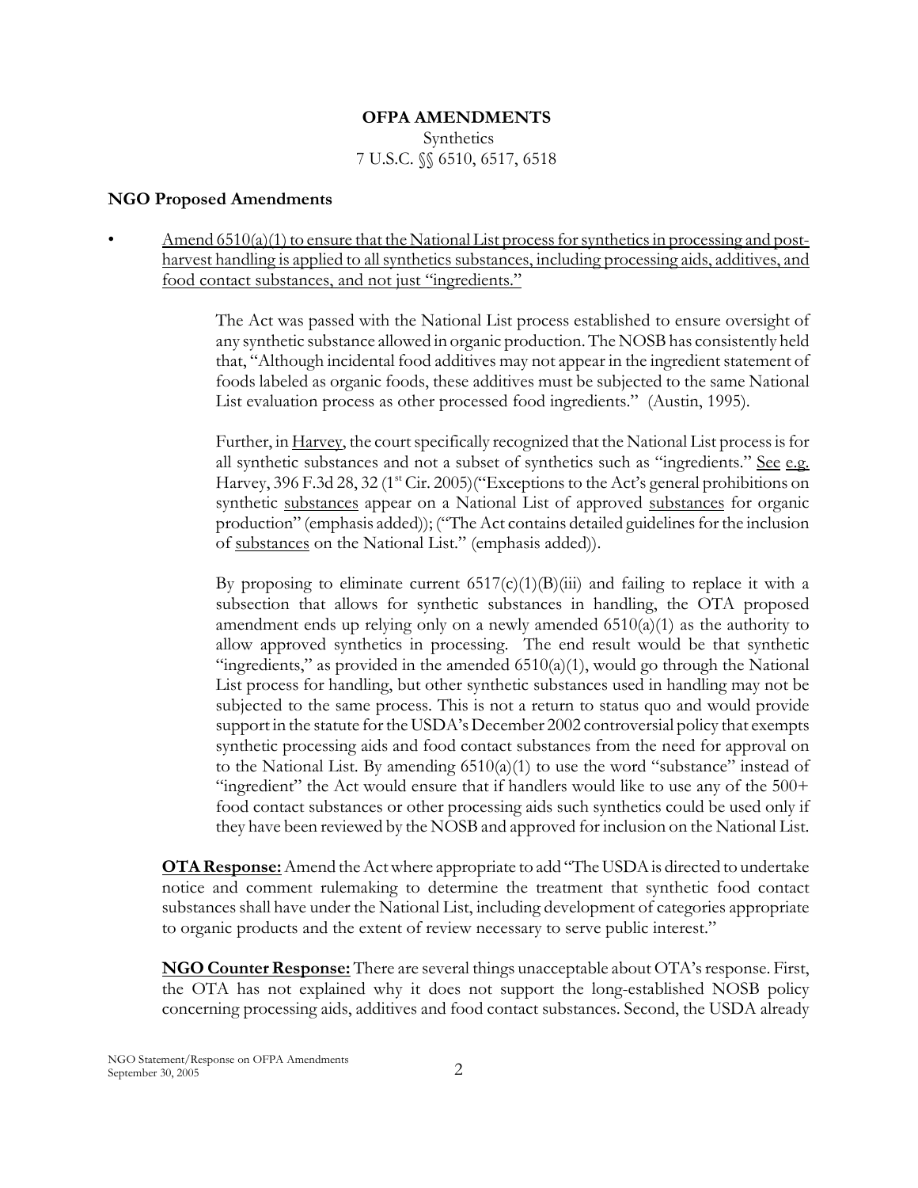**OFPA AMENDMENTS**
Synthetics
7 U.S.C. §§ 6510, 6517, 6518

### NGO Proposed Amendments

- Amend 6510(a)(1) to ensure that the National List process for synthetics in processing and post-harvest handling is applied to all synthetics substances, including processing aids, additives, and food contact substances, and not just "ingredients."

  The Act was passed with the National List process established to ensure oversight of any synthetic substance allowed in organic production. The NOSB has consistently held that, "Although incidental food additives may not appear in the ingredient statement of foods labeled as organic foods, these additives must be subjected to the same National List evaluation process as other processed food ingredients." (Austin, 1995).

  Further, in Harvey, the court specifically recognized that the National List process is for all synthetic substances and not a subset of synthetics such as "ingredients." See e.g. Harvey, 396 F.3d 28, 32 (1st Cir. 2005)("Exceptions to the Act's general prohibitions on synthetic substances appear on a National List of approved substances for organic production" (emphasis added)); ("The Act contains detailed guidelines for the inclusion of substances on the National List." (emphasis added)).

  By proposing to eliminate current 6517(c)(1)(B)(iii) and failing to replace it with a subsection that allows for synthetic substances in handling, the OTA proposed amendment ends up relying only on a newly amended 6510(a)(1) as the authority to allow approved synthetics in processing. The end result would be that synthetic "ingredients," as provided in the amended 6510(a)(1), would go through the National List process for handling, but other synthetic substances used in handling may not be subjected to the same process. This is not a return to status quo and would provide support in the statute for the USDA's December 2002 controversial policy that exempts synthetic processing aids and food contact substances from the need for approval on to the National List. By amending 6510(a)(1) to use the word "substance" instead of "ingredient" the Act would ensure that if handlers would like to use any of the 500+ food contact substances or other processing aids such synthetics could be used only if they have been reviewed by the NOSB and approved for inclusion on the National List.

  **OTA Response:** Amend the Act where appropriate to add "The USDA is directed to undertake notice and comment rulemaking to determine the treatment that synthetic food contact substances shall have under the National List, including development of categories appropriate to organic products and the extent of review necessary to serve public interest."

  **NGO Counter Response:** There are several things unacceptable about OTA's response. First, the OTA has not explained why it does not support the long-established NOSB policy concerning processing aids, additives and food contact substances. Second, the USDA already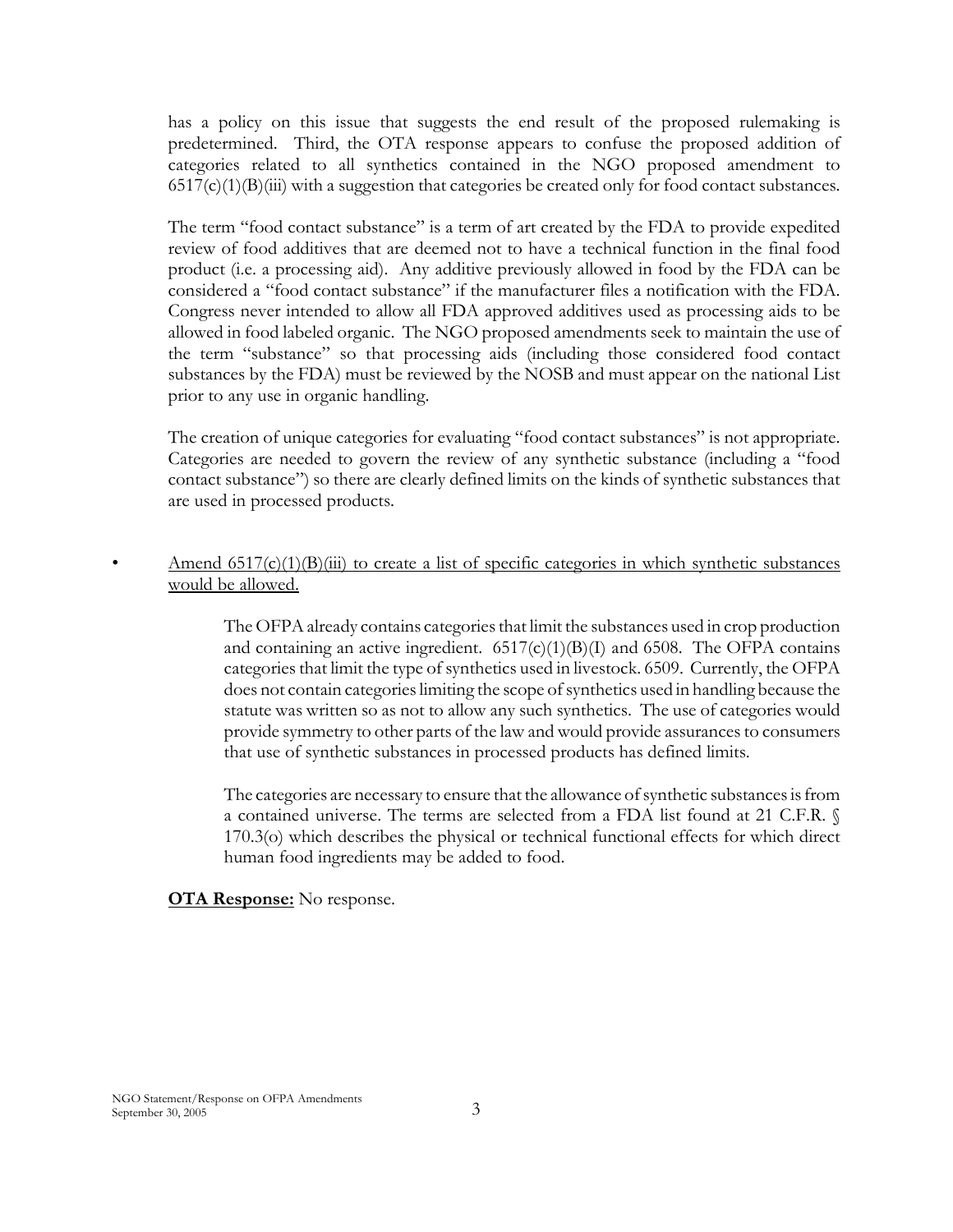has a policy on this issue that suggests the end result of the proposed rulemaking is predetermined. Third, the OTA response appears to confuse the proposed addition of categories related to all synthetics contained in the NGO proposed amendment to 6517(c)(1)(B)(iii) with a suggestion that categories be created only for food contact substances.

The term "food contact substance" is a term of art created by the FDA to provide expedited review of food additives that are deemed not to have a technical function in the final food product (i.e. a processing aid). Any additive previously allowed in food by the FDA can be considered a "food contact substance" if the manufacturer files a notification with the FDA. Congress never intended to allow all FDA approved additives used as processing aids to be allowed in food labeled organic. The NGO proposed amendments seek to maintain the use of the term "substance" so that processing aids (including those considered food contact substances by the FDA) must be reviewed by the NOSB and must appear on the national List prior to any use in organic handling.

The creation of unique categories for evaluating "food contact substances" is not appropriate. Categories are needed to govern the review of any synthetic substance (including a "food contact substance") so there are clearly defined limits on the kinds of synthetic substances that are used in processed products.

- <u>Amend 6517(c)(1)(B)(iii) to create a list of specific categories in which synthetic substances would be allowed.</u>

    The OFPA already contains categories that limit the substances used in crop production and containing an active ingredient. 6517(c)(1)(B)(I) and 6508. The OFPA contains categories that limit the type of synthetics used in livestock. 6509. Currently, the OFPA does not contain categories limiting the scope of synthetics used in handling because the statute was written so as not to allow any such synthetics. The use of categories would provide symmetry to other parts of the law and would provide assurances to consumers that use of synthetic substances in processed products has defined limits.

    The categories are necessary to ensure that the allowance of synthetic substances is from a contained universe. The terms are selected from a FDA list found at 21 C.F.R. § 170.3(o) which describes the physical or technical functional effects for which direct human food ingredients may be added to food.

**<u>OTA Response:</u>** No response.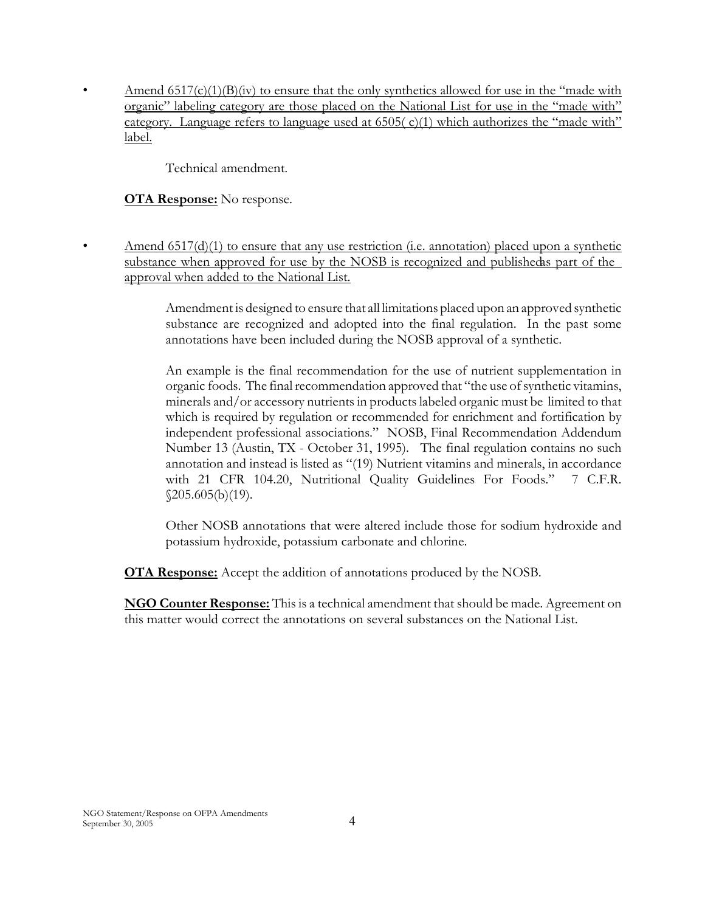- Amend 6517(c)(1)(B)(iv) to ensure that the only synthetics allowed for use in the "made with organic" labeling category are those placed on the National List for use in the "made with" category. Language refers to language used at 6505( c)(1) which authorizes the "made with" label.

  Technical amendment.

  **OTA Response:** No response.

- Amend 6517(d)(1) to ensure that any use restriction (i.e. annotation) placed upon a synthetic substance when approved for use by the NOSB is recognized and published as part of the approval when added to the National List.

  Amendment is designed to ensure that all limitations placed upon an approved synthetic substance are recognized and adopted into the final regulation. In the past some annotations have been included during the NOSB approval of a synthetic.

  An example is the final recommendation for the use of nutrient supplementation in organic foods. The final recommendation approved that "the use of synthetic vitamins, minerals and/or accessory nutrients in products labeled organic must be limited to that which is required by regulation or recommended for enrichment and fortification by independent professional associations." NOSB, Final Recommendation Addendum Number 13 (Austin, TX - October 31, 1995). The final regulation contains no such annotation and instead is listed as "(19) Nutrient vitamins and minerals, in accordance with 21 CFR 104.20, Nutritional Quality Guidelines For Foods." 7 C.F.R. §205.605(b)(19).

  Other NOSB annotations that were altered include those for sodium hydroxide and potassium hydroxide, potassium carbonate and chlorine.

  **OTA Response:** Accept the addition of annotations produced by the NOSB.

  **NGO Counter Response:** This is a technical amendment that should be made. Agreement on this matter would correct the annotations on several substances on the National List.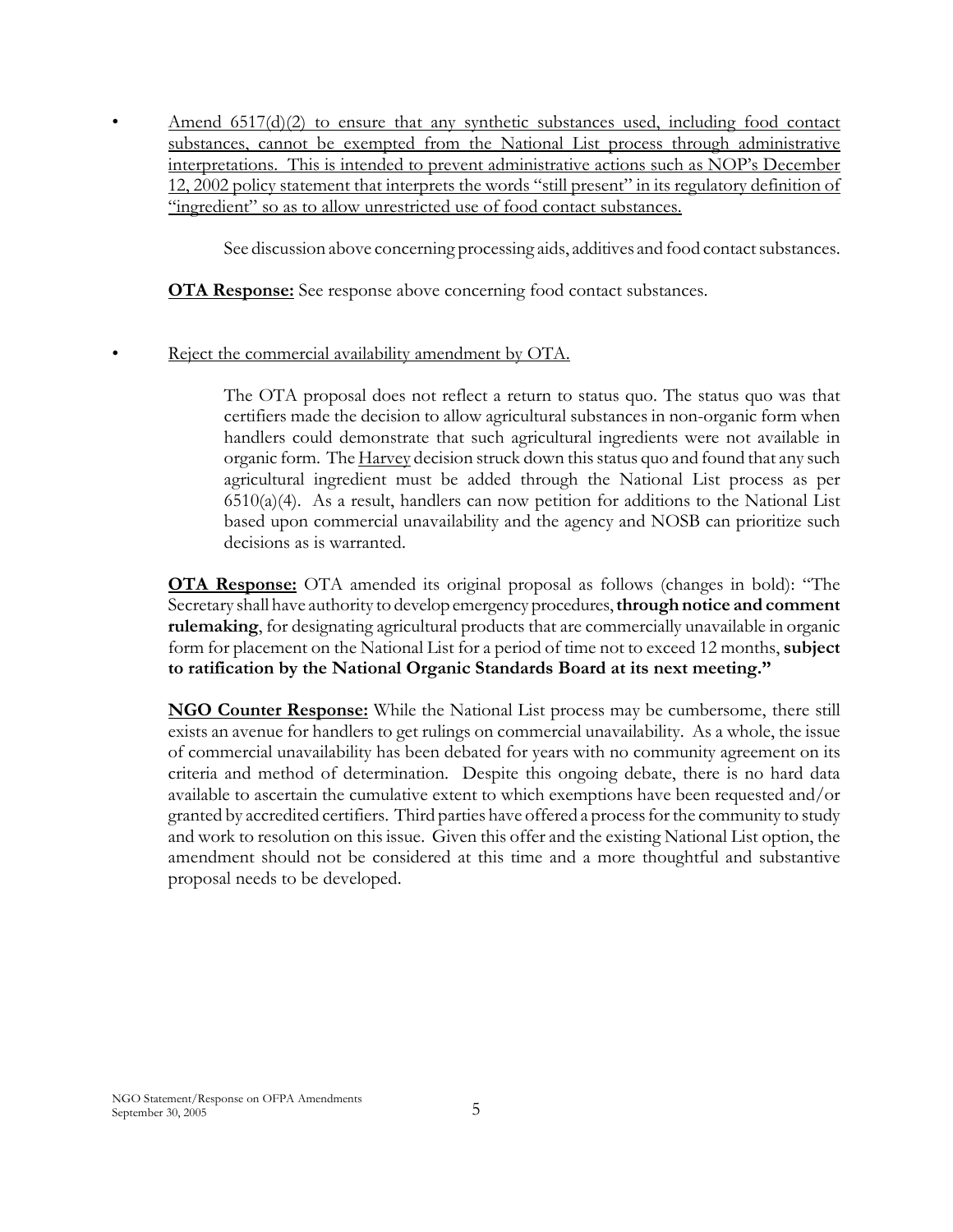- <u>Amend 6517(d)(2) to ensure that any synthetic substances used, including food contact substances, cannot be exempted from the National List process through administrative interpretations. This is intended to prevent administrative actions such as NOP's December 12, 2002 policy statement that interprets the words "still present" in its regulatory definition of "ingredient" so as to allow unrestricted use of food contact substances.</u>

  See discussion above concerning processing aids, additives and food contact substances.

  **<u>OTA Response:</u>** See response above concerning food contact substances.

- <u>Reject the commercial availability amendment by OTA.</u>

  The OTA proposal does not reflect a return to status quo. The status quo was that certifiers made the decision to allow agricultural substances in non-organic form when handlers could demonstrate that such agricultural ingredients were not available in organic form. The <u>Harvey</u> decision struck down this status quo and found that any such agricultural ingredient must be added through the National List process as per 6510(a)(4). As a result, handlers can now petition for additions to the National List based upon commercial unavailability and the agency and NOSB can prioritize such decisions as is warranted.

  **<u>OTA Response:</u>** OTA amended its original proposal as follows (changes in bold): "The Secretary shall have authority to develop emergency procedures, **through notice and comment rulemaking**, for designating agricultural products that are commercially unavailable in organic form for placement on the National List for a period of time not to exceed 12 months, **subject to ratification by the National Organic Standards Board at its next meeting."**

  **<u>NGO Counter Response:</u>** While the National List process may be cumbersome, there still exists an avenue for handlers to get rulings on commercial unavailability. As a whole, the issue of commercial unavailability has been debated for years with no community agreement on its criteria and method of determination. Despite this ongoing debate, there is no hard data available to ascertain the cumulative extent to which exemptions have been requested and/or granted by accredited certifiers. Third parties have offered a process for the community to study and work to resolution on this issue. Given this offer and the existing National List option, the amendment should not be considered at this time and a more thoughtful and substantive proposal needs to be developed.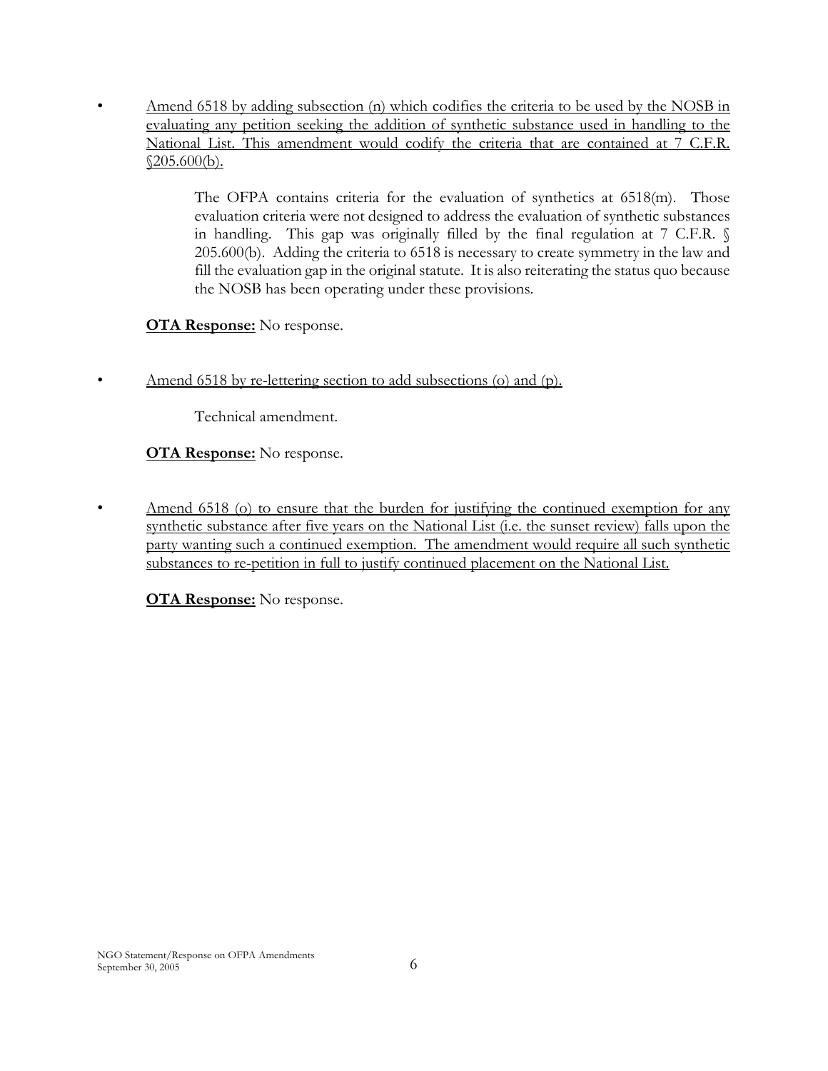- <u>Amend 6518 by adding subsection (n) which codifies the criteria to be used by the NOSB in evaluating any petition seeking the addition of synthetic substance used in handling to the National List. This amendment would codify the criteria that are contained at 7 C.F.R. §205.600(b).</u>

    The OFPA contains criteria for the evaluation of synthetics at 6518(m). Those evaluation criteria were not designed to address the evaluation of synthetic substances in handling. This gap was originally filled by the final regulation at 7 C.F.R. § 205.600(b). Adding the criteria to 6518 is necessary to create symmetry in the law and fill the evaluation gap in the original statute. It is also reiterating the status quo because the NOSB has been operating under these provisions.

    **<u>OTA Response:</u>** No response.

- <u>Amend 6518 by re-lettering section to add subsections (o) and (p).</u>

    Technical amendment.

    **<u>OTA Response:</u>** No response.

- <u>Amend 6518 (o) to ensure that the burden for justifying the continued exemption for any synthetic substance after five years on the National List (i.e. the sunset review) falls upon the party wanting such a continued exemption. The amendment would require all such synthetic substances to re-petition in full to justify continued placement on the National List.</u>

    **<u>OTA Response:</u>** No response.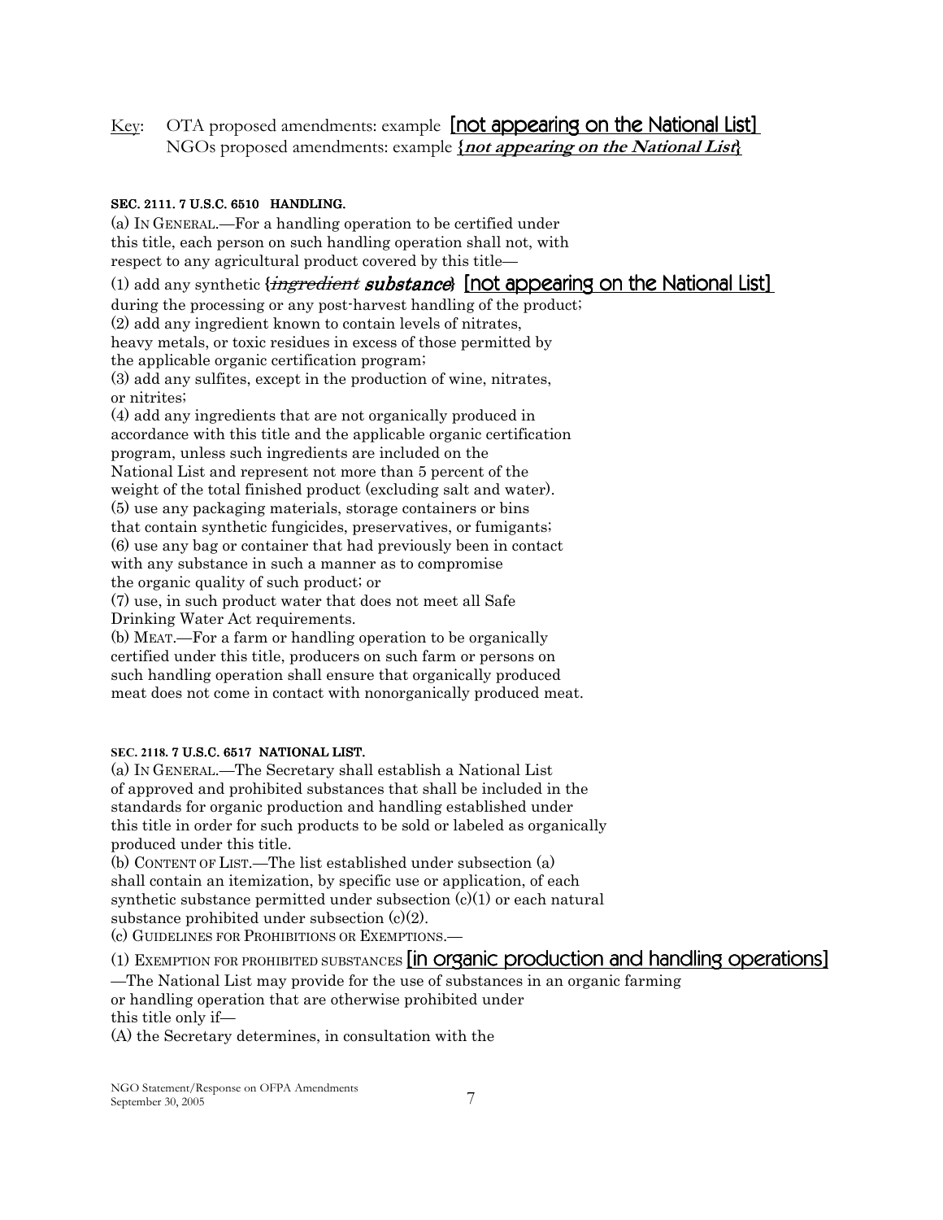Key: OTA proposed amendments: example [not appearing on the National List]
NGOs proposed amendments: example ***{not appearing on the National List}***

**SEC. 2111. 7 U.S.C. 6510 HANDLING.**

(a) IN GENERAL.—For a handling operation to be certified under this title, each person on such handling operation shall not, with respect to any agricultural product covered by this title—

(1) add any synthetic {~~*ingredient*~~ ***substance***} [not appearing on the National List] during the processing or any post-harvest handling of the product;

(2) add any ingredient known to contain levels of nitrates, heavy metals, or toxic residues in excess of those permitted by the applicable organic certification program;

(3) add any sulfites, except in the production of wine, nitrates, or nitrites;

(4) add any ingredients that are not organically produced in accordance with this title and the applicable organic certification program, unless such ingredients are included on the National List and represent not more than 5 percent of the weight of the total finished product (excluding salt and water).

(5) use any packaging materials, storage containers or bins that contain synthetic fungicides, preservatives, or fumigants;

(6) use any bag or container that had previously been in contact with any substance in such a manner as to compromise the organic quality of such product; or

(7) use, in such product water that does not meet all Safe Drinking Water Act requirements.

(b) MEAT.—For a farm or handling operation to be organically certified under this title, producers on such farm or persons on such handling operation shall ensure that organically produced meat does not come in contact with nonorganically produced meat.

**SEC. 2118. 7 U.S.C. 6517 NATIONAL LIST.**

(a) IN GENERAL.—The Secretary shall establish a National List of approved and prohibited substances that shall be included in the standards for organic production and handling established under this title in order for such products to be sold or labeled as organically produced under this title.

(b) CONTENT OF LIST.—The list established under subsection (a) shall contain an itemization, by specific use or application, of each synthetic substance permitted under subsection (c)(1) or each natural substance prohibited under subsection (c)(2).

(c) GUIDELINES FOR PROHIBITIONS OR EXEMPTIONS.—

(1) EXEMPTION FOR PROHIBITED SUBSTANCES [in organic production and handling operations] —The National List may provide for the use of substances in an organic farming or handling operation that are otherwise prohibited under this title only if—

(A) the Secretary determines, in consultation with the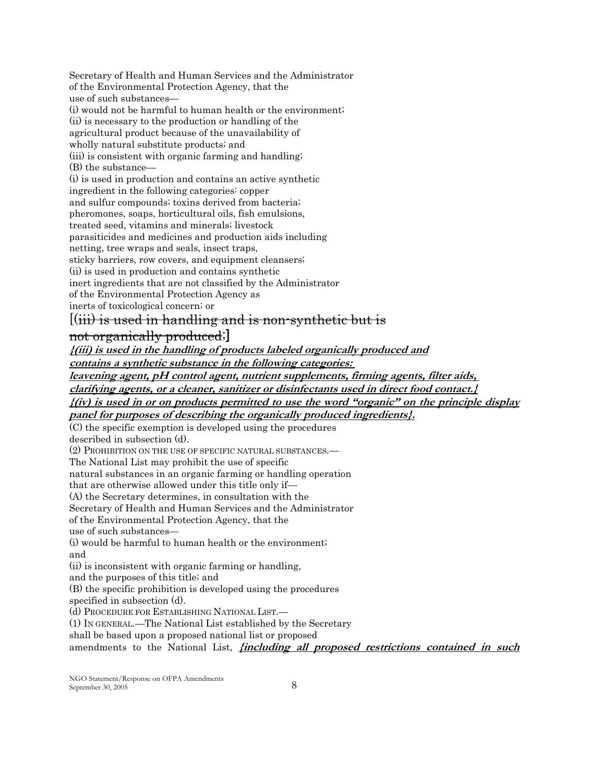Secretary of Health and Human Services and the Administrator
of the Environmental Protection Agency, that the
use of such substances—

(i) would not be harmful to human health or the environment;

(ii) is necessary to the production or handling of the
agricultural product because of the unavailability of
wholly natural substitute products; and

(iii) is consistent with organic farming and handling;

(B) the substance—

(i) is used in production and contains an active synthetic
ingredient in the following categories: copper
and sulfur compounds; toxins derived from bacteria;
pheromones, soaps, horticultural oils, fish emulsions,
treated seed, vitamins and minerals; livestock
parasiticides and medicines and production aids including
netting, tree wraps and seals, insect traps,
sticky barriers, row covers, and equipment cleansers;

(ii) is used in production and contains synthetic
inert ingredients that are not classified by the Administrator
of the Environmental Protection Agency as
inerts of toxicological concern; or

[~~(iii) is used in handling and is non-synthetic but is not organically produced;~~]

***{(iii) is used in the handling of products labeled organically produced and contains a synthetic substance in the following categories: leavening agent, pH control agent, nutrient supplements, firming agents, filter aids, clarifying agents, or a cleaner, sanitizer or disinfectants used in direct food contact.}***

***{(iv) is used in or on products permitted to use the word "organic" on the principle display panel for purposes of describing the organically produced ingredients}.***

(C) the specific exemption is developed using the procedures
described in subsection (d).

(2) PROHIBITION ON THE USE OF SPECIFIC NATURAL SUBSTANCES.—
The National List may prohibit the use of specific
natural substances in an organic farming or handling operation
that are otherwise allowed under this title only if—

(A) the Secretary determines, in consultation with the
Secretary of Health and Human Services and the Administrator
of the Environmental Protection Agency, that the
use of such substances—

(i) would be harmful to human health or the environment;
and

(ii) is inconsistent with organic farming or handling,
and the purposes of this title; and

(B) the specific prohibition is developed using the procedures
specified in subsection (d).

(d) PROCEDURE FOR ESTABLISHING NATIONAL LIST.—

(1) IN GENERAL.—The National List established by the Secretary
shall be based upon a proposed national list or proposed
amendments to the National List, ***{including all proposed restrictions contained in such***

NGO Statement/Response on OFPA Amendments
September 30, 2005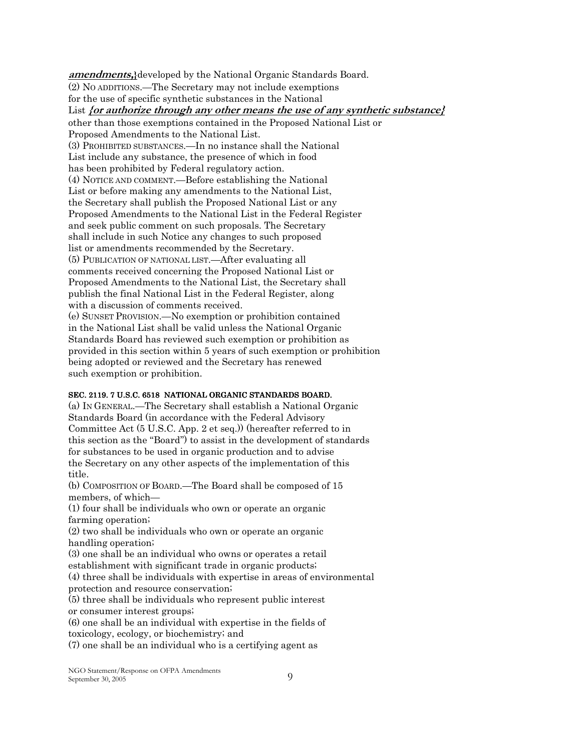***amendments,***}developed by the National Organic Standards Board.

(2) NO ADDITIONS.—The Secretary may not include exemptions for the use of specific synthetic substances in the National List ***{or authorize through any other means the use of any synthetic substance}*** other than those exemptions contained in the Proposed National List or Proposed Amendments to the National List.

(3) PROHIBITED SUBSTANCES.—In no instance shall the National List include any substance, the presence of which in food has been prohibited by Federal regulatory action.

(4) NOTICE AND COMMENT.—Before establishing the National List or before making any amendments to the National List, the Secretary shall publish the Proposed National List or any Proposed Amendments to the National List in the Federal Register and seek public comment on such proposals. The Secretary shall include in such Notice any changes to such proposed list or amendments recommended by the Secretary.

(5) PUBLICATION OF NATIONAL LIST.—After evaluating all comments received concerning the Proposed National List or Proposed Amendments to the National List, the Secretary shall publish the final National List in the Federal Register, along with a discussion of comments received.

(e) SUNSET PROVISION.—No exemption or prohibition contained in the National List shall be valid unless the National Organic Standards Board has reviewed such exemption or prohibition as provided in this section within 5 years of such exemption or prohibition being adopted or reviewed and the Secretary has renewed such exemption or prohibition.

**SEC. 2119. 7 U.S.C. 6518 NATIONAL ORGANIC STANDARDS BOARD.**

(a) IN GENERAL.—The Secretary shall establish a National Organic Standards Board (in accordance with the Federal Advisory Committee Act (5 U.S.C. App. 2 et seq.)) (hereafter referred to in this section as the "Board") to assist in the development of standards for substances to be used in organic production and to advise the Secretary on any other aspects of the implementation of this title.

(b) COMPOSITION OF BOARD.—The Board shall be composed of 15 members, of which—

(1) four shall be individuals who own or operate an organic farming operation;

(2) two shall be individuals who own or operate an organic handling operation;

(3) one shall be an individual who owns or operates a retail establishment with significant trade in organic products;

(4) three shall be individuals with expertise in areas of environmental protection and resource conservation;

(5) three shall be individuals who represent public interest or consumer interest groups;

(6) one shall be an individual with expertise in the fields of toxicology, ecology, or biochemistry; and

(7) one shall be an individual who is a certifying agent as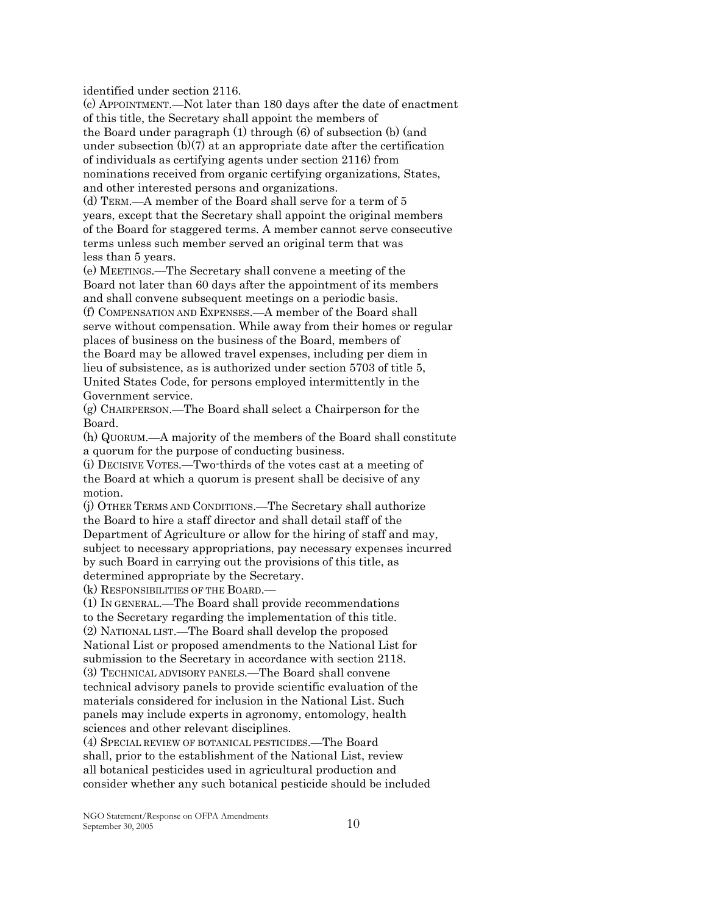identified under section 2116.

(c) APPOINTMENT.—Not later than 180 days after the date of enactment of this title, the Secretary shall appoint the members of the Board under paragraph (1) through (6) of subsection (b) (and under subsection (b)(7) at an appropriate date after the certification of individuals as certifying agents under section 2116) from nominations received from organic certifying organizations, States, and other interested persons and organizations.

(d) TERM.—A member of the Board shall serve for a term of 5 years, except that the Secretary shall appoint the original members of the Board for staggered terms. A member cannot serve consecutive terms unless such member served an original term that was less than 5 years.

(e) MEETINGS.—The Secretary shall convene a meeting of the Board not later than 60 days after the appointment of its members and shall convene subsequent meetings on a periodic basis.

(f) COMPENSATION AND EXPENSES.—A member of the Board shall serve without compensation. While away from their homes or regular places of business on the business of the Board, members of the Board may be allowed travel expenses, including per diem in lieu of subsistence, as is authorized under section 5703 of title 5, United States Code, for persons employed intermittently in the Government service.

(g) CHAIRPERSON.—The Board shall select a Chairperson for the Board.

(h) QUORUM.—A majority of the members of the Board shall constitute a quorum for the purpose of conducting business.

(i) DECISIVE VOTES.—Two-thirds of the votes cast at a meeting of the Board at which a quorum is present shall be decisive of any motion.

(j) OTHER TERMS AND CONDITIONS.—The Secretary shall authorize the Board to hire a staff director and shall detail staff of the Department of Agriculture or allow for the hiring of staff and may, subject to necessary appropriations, pay necessary expenses incurred by such Board in carrying out the provisions of this title, as determined appropriate by the Secretary.

(k) RESPONSIBILITIES OF THE BOARD.—

(1) IN GENERAL.—The Board shall provide recommendations to the Secretary regarding the implementation of this title.

(2) NATIONAL LIST.—The Board shall develop the proposed National List or proposed amendments to the National List for submission to the Secretary in accordance with section 2118.

(3) TECHNICAL ADVISORY PANELS.—The Board shall convene technical advisory panels to provide scientific evaluation of the materials considered for inclusion in the National List. Such panels may include experts in agronomy, entomology, health sciences and other relevant disciplines.

(4) SPECIAL REVIEW OF BOTANICAL PESTICIDES.—The Board shall, prior to the establishment of the National List, review all botanical pesticides used in agricultural production and consider whether any such botanical pesticide should be included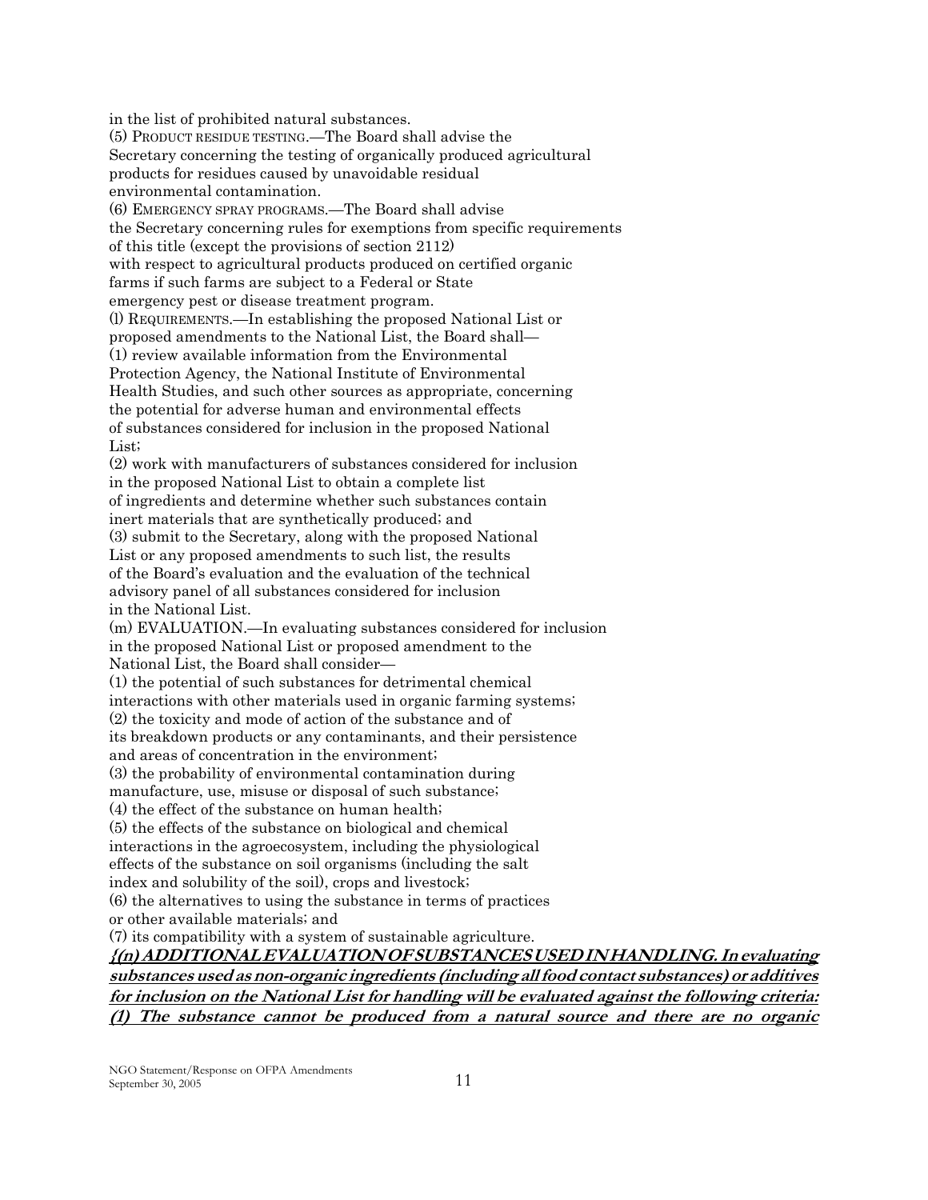in the list of prohibited natural substances.

(5) PRODUCT RESIDUE TESTING.—The Board shall advise the Secretary concerning the testing of organically produced agricultural products for residues caused by unavoidable residual environmental contamination.

(6) EMERGENCY SPRAY PROGRAMS.—The Board shall advise the Secretary concerning rules for exemptions from specific requirements of this title (except the provisions of section 2112) with respect to agricultural products produced on certified organic farms if such farms are subject to a Federal or State emergency pest or disease treatment program.

(l) REQUIREMENTS.—In establishing the proposed National List or proposed amendments to the National List, the Board shall—

(1) review available information from the Environmental Protection Agency, the National Institute of Environmental Health Studies, and such other sources as appropriate, concerning the potential for adverse human and environmental effects of substances considered for inclusion in the proposed National List;

(2) work with manufacturers of substances considered for inclusion in the proposed National List to obtain a complete list of ingredients and determine whether such substances contain inert materials that are synthetically produced; and

(3) submit to the Secretary, along with the proposed National List or any proposed amendments to such list, the results of the Board's evaluation and the evaluation of the technical advisory panel of all substances considered for inclusion in the National List.

(m) EVALUATION.—In evaluating substances considered for inclusion in the proposed National List or proposed amendment to the National List, the Board shall consider—

(1) the potential of such substances for detrimental chemical interactions with other materials used in organic farming systems;

(2) the toxicity and mode of action of the substance and of its breakdown products or any contaminants, and their persistence and areas of concentration in the environment;

(3) the probability of environmental contamination during manufacture, use, misuse or disposal of such substance;

(4) the effect of the substance on human health;

(5) the effects of the substance on biological and chemical interactions in the agroecosystem, including the physiological effects of the substance on soil organisms (including the salt index and solubility of the soil), crops and livestock;

(6) the alternatives to using the substance in terms of practices or other available materials; and

(7) its compatibility with a system of sustainable agriculture.

***{(n) ADDITIONAL EVALUATION OF SUBSTANCES USED IN HANDLING. In evaluating substances used as non-organic ingredients (including all food contact substances) or additives for inclusion on the National List for handling will be evaluated against the following criteria:***

***(1) The substance cannot be produced from a natural source and there are no organic***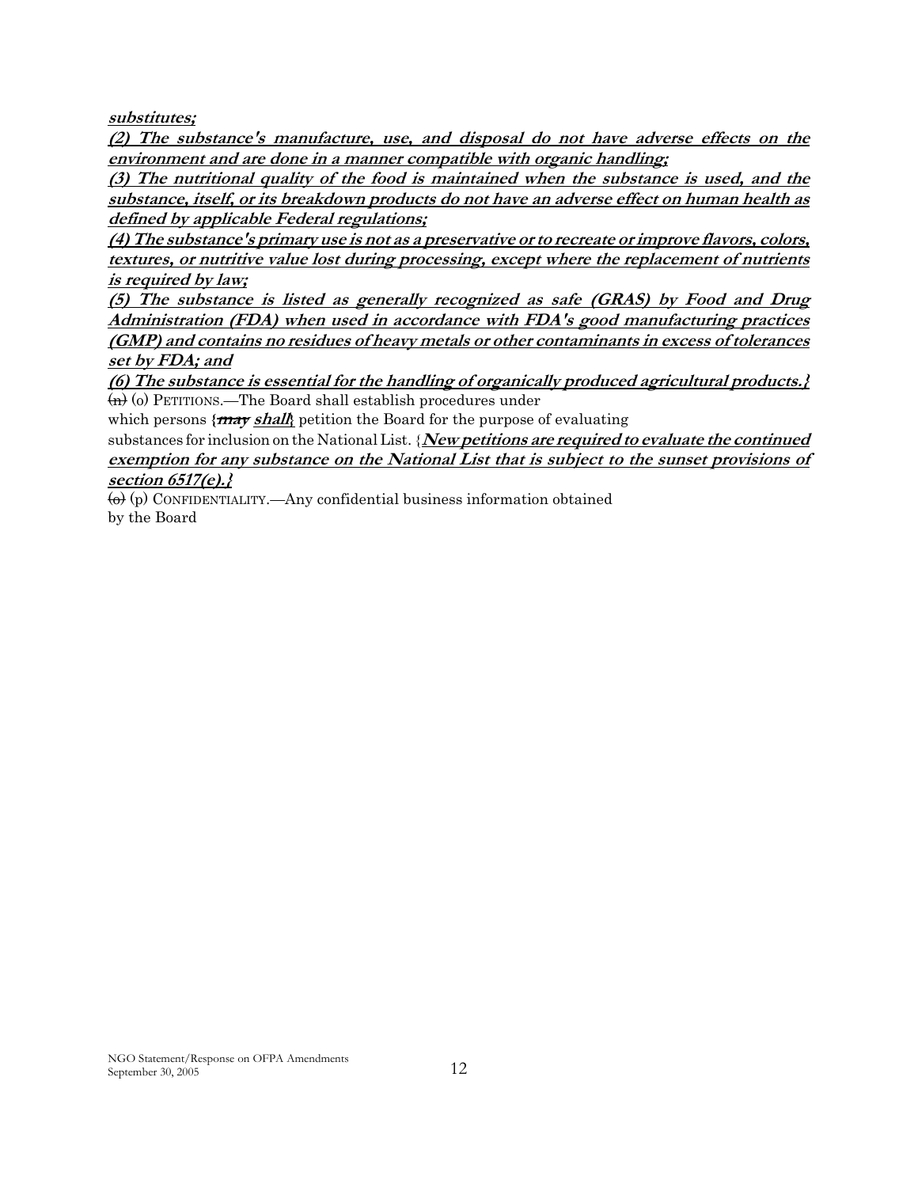***substitutes;***

***(2) The substance's manufacture, use, and disposal do not have adverse effects on the environment and are done in a manner compatible with organic handling;***

***(3) The nutritional quality of the food is maintained when the substance is used, and the substance, itself, or its breakdown products do not have an adverse effect on human health as defined by applicable Federal regulations;***

***(4) The substance's primary use is not as a preservative or to recreate or improve flavors, colors, textures, or nutritive value lost during processing, except where the replacement of nutrients is required by law;***

***(5) The substance is listed as generally recognized as safe (GRAS) by Food and Drug Administration (FDA) when used in accordance with FDA's good manufacturing practices (GMP) and contains no residues of heavy metals or other contaminants in excess of tolerances set by FDA; and***

***(6) The substance is essential for the handling of organically produced agricultural products.}***

~~(n)~~ (o) PETITIONS.—The Board shall establish procedures under which persons {~~***may***~~ ***shall***} petition the Board for the purpose of evaluating substances for inclusion on the National List. {***New petitions are required to evaluate the continued exemption for any substance on the National List that is subject to the sunset provisions of section 6517(e).}***

~~(o)~~ (p) CONFIDENTIALITY.—Any confidential business information obtained by the Board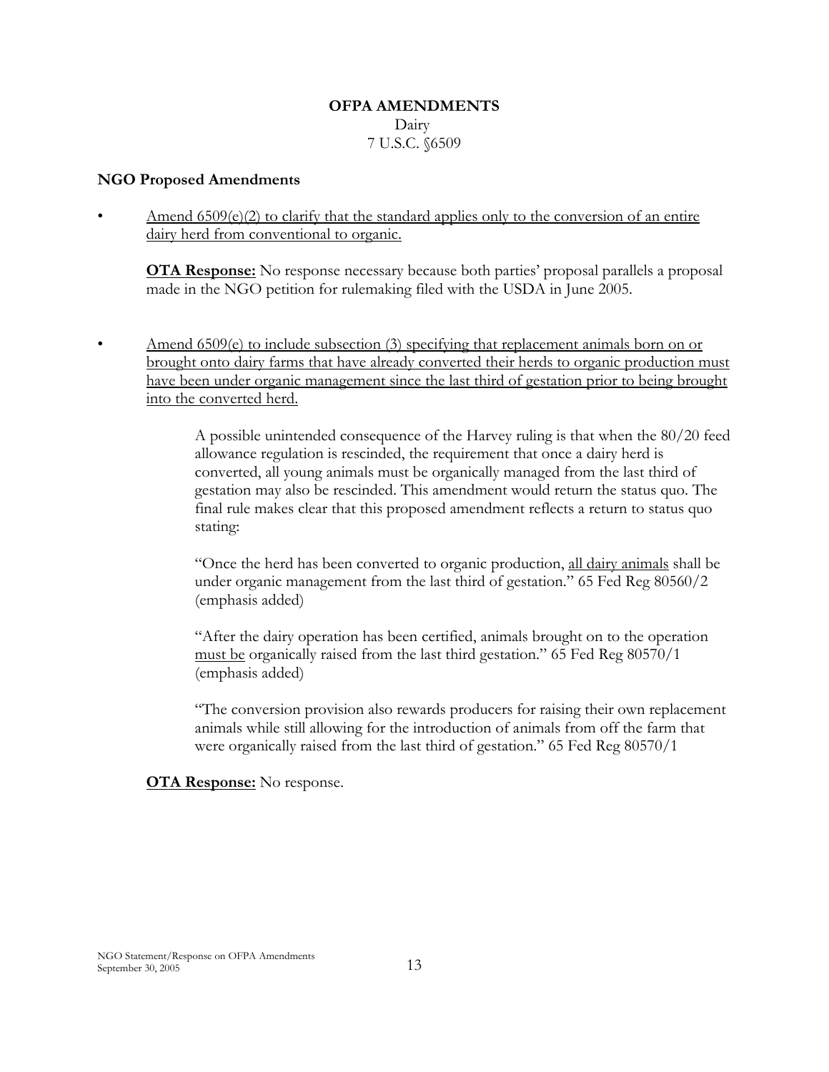**OFPA AMENDMENTS**

Dairy

7 U.S.C. §6509

**NGO Proposed Amendments**

- Amend 6509(e)(2) to clarify that the standard applies only to the conversion of an entire dairy herd from conventional to organic.

  **OTA Response:** No response necessary because both parties' proposal parallels a proposal made in the NGO petition for rulemaking filed with the USDA in June 2005.

- Amend 6509(e) to include subsection (3) specifying that replacement animals born on or brought onto dairy farms that have already converted their herds to organic production must have been under organic management since the last third of gestation prior to being brought into the converted herd.

  > A possible unintended consequence of the Harvey ruling is that when the 80/20 feed allowance regulation is rescinded, the requirement that once a dairy herd is converted, all young animals must be organically managed from the last third of gestation may also be rescinded. This amendment would return the status quo. The final rule makes clear that this proposed amendment reflects a return to status quo stating:
  >
  > "Once the herd has been converted to organic production, all dairy animals shall be under organic management from the last third of gestation." 65 Fed Reg 80560/2 (emphasis added)
  >
  > "After the dairy operation has been certified, animals brought on to the operation must be organically raised from the last third gestation." 65 Fed Reg 80570/1 (emphasis added)
  >
  > "The conversion provision also rewards producers for raising their own replacement animals while still allowing for the introduction of animals from off the farm that were organically raised from the last third of gestation." 65 Fed Reg 80570/1

  **OTA Response:** No response.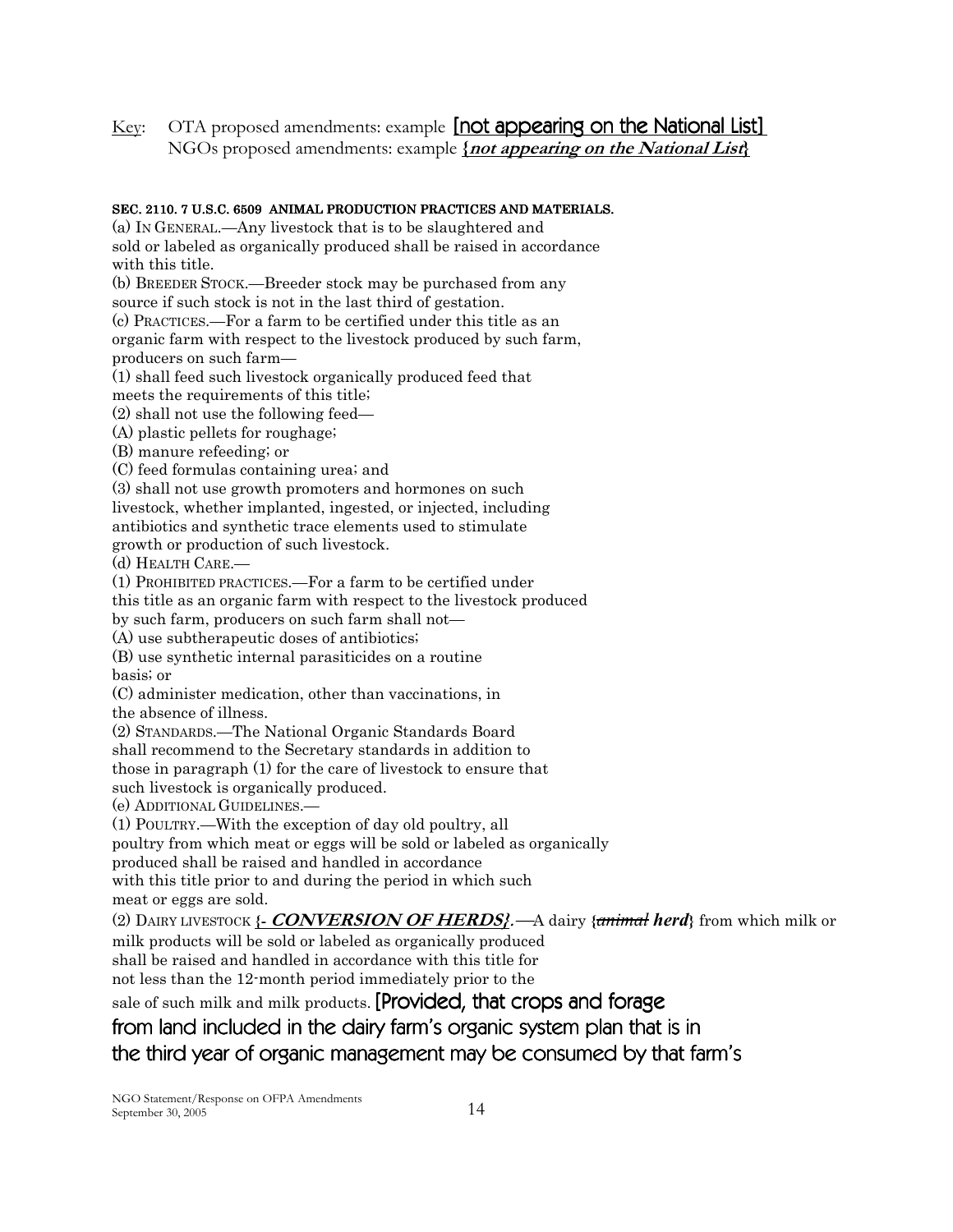Key: OTA proposed amendments: example [not appearing on the National List]
NGOs proposed amendments: example ***{not appearing on the National List}***

**SEC. 2110. 7 U.S.C. 6509 ANIMAL PRODUCTION PRACTICES AND MATERIALS.**

(a) IN GENERAL.—Any livestock that is to be slaughtered and sold or labeled as organically produced shall be raised in accordance with this title.

(b) BREEDER STOCK.—Breeder stock may be purchased from any source if such stock is not in the last third of gestation.

(c) PRACTICES.—For a farm to be certified under this title as an organic farm with respect to the livestock produced by such farm, producers on such farm—

(1) shall feed such livestock organically produced feed that meets the requirements of this title;

(2) shall not use the following feed—

(A) plastic pellets for roughage;

(B) manure refeeding; or

(C) feed formulas containing urea; and

(3) shall not use growth promoters and hormones on such livestock, whether implanted, ingested, or injected, including antibiotics and synthetic trace elements used to stimulate growth or production of such livestock.

(d) HEALTH CARE.—

(1) PROHIBITED PRACTICES.—For a farm to be certified under this title as an organic farm with respect to the livestock produced by such farm, producers on such farm shall not—

(A) use subtherapeutic doses of antibiotics;

(B) use synthetic internal parasiticides on a routine basis; or

(C) administer medication, other than vaccinations, in the absence of illness.

(2) STANDARDS.—The National Organic Standards Board shall recommend to the Secretary standards in addition to those in paragraph (1) for the care of livestock to ensure that such livestock is organically produced.

(e) ADDITIONAL GUIDELINES.—

(1) POULTRY.—With the exception of day old poultry, all poultry from which meat or eggs will be sold or labeled as organically produced shall be raised and handled in accordance with this title prior to and during the period in which such meat or eggs are sold.

(2) DAIRY LIVESTOCK ***{- CONVERSION OF HERDS}***.—A dairy {~~animal~~ ***herd***} from which milk or milk products will be sold or labeled as organically produced shall be raised and handled in accordance with this title for not less than the 12-month period immediately prior to the sale of such milk and milk products. [Provided, that crops and forage from land included in the dairy farm's organic system plan that is in the third year of organic management may be consumed by that farm's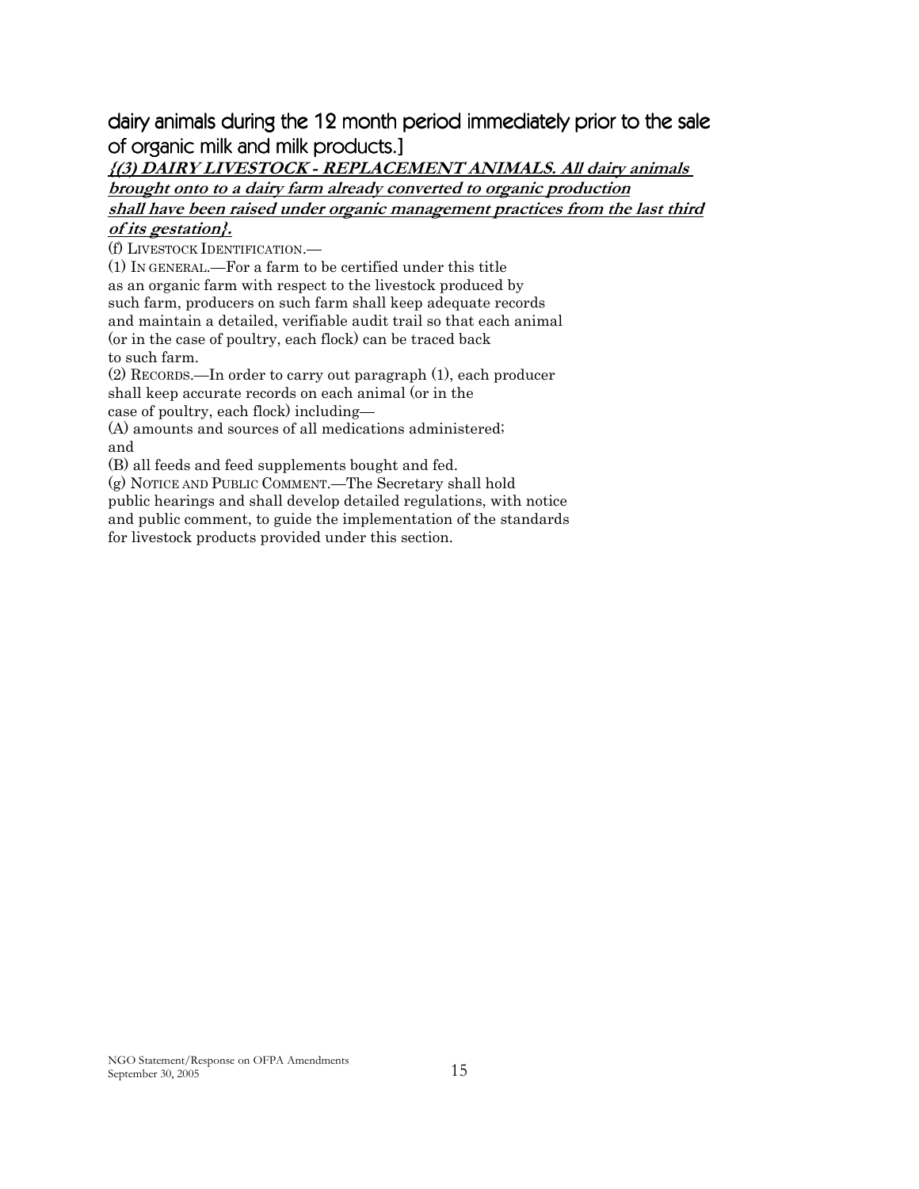dairy animals during the 12 month period immediately prior to the sale of organic milk and milk products.]

***{(3) DAIRY LIVESTOCK - REPLACEMENT ANIMALS. All dairy animals brought onto to a dairy farm already converted to organic production shall have been raised under organic management practices from the last third of its gestation}.***

(f) LIVESTOCK IDENTIFICATION.—

(1) IN GENERAL.—For a farm to be certified under this title as an organic farm with respect to the livestock produced by such farm, producers on such farm shall keep adequate records and maintain a detailed, verifiable audit trail so that each animal (or in the case of poultry, each flock) can be traced back to such farm.

(2) RECORDS.—In order to carry out paragraph (1), each producer shall keep accurate records on each animal (or in the case of poultry, each flock) including—

(A) amounts and sources of all medications administered; and

(B) all feeds and feed supplements bought and fed.

(g) NOTICE AND PUBLIC COMMENT.—The Secretary shall hold public hearings and shall develop detailed regulations, with notice and public comment, to guide the implementation of the standards for livestock products provided under this section.